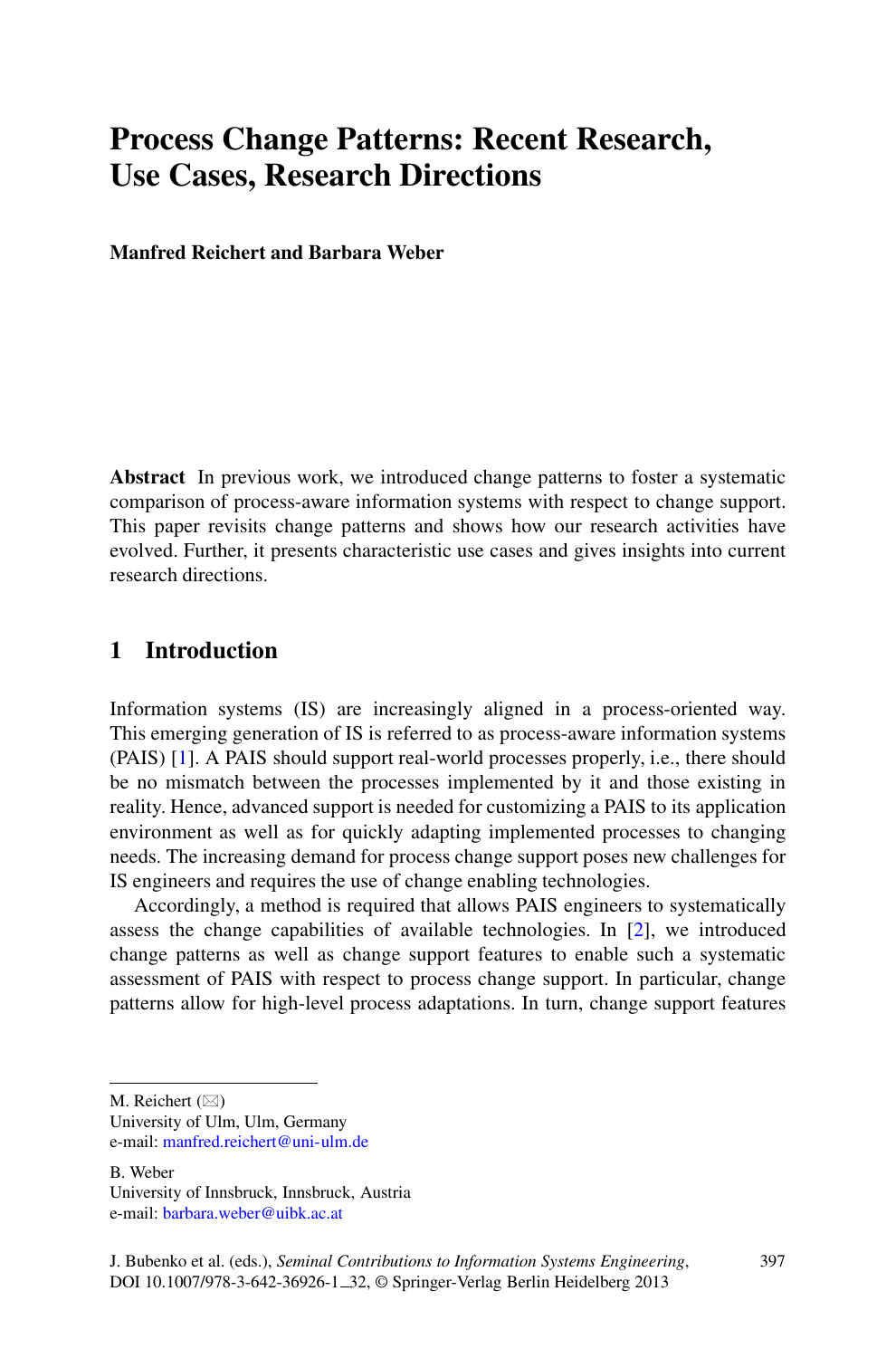# Process Change Patterns: Recent Research, Use Cases, Research Directions

**Manfred Reichert and Barbara Weber**

**Abstract** In previous work, we introduced change patterns to foster a systematic comparison of process-aware information systems with respect to change support. This paper revisits change patterns and shows how our research activities have evolved. Further, it presents characteristic use cases and gives insights into current research directions.

## 1 Introduction

Information systems (IS) are increasingly aligned in a process-oriented way. This emerging generation of IS is referred to as process-aware information systems (PAIS) [1]. A PAIS should support real-world processes properly, i.e., there should be no mismatch between the processes implemented by it and those existing in reality. Hence, advanced support is needed for customizing a PAIS to its application environment as well as for quickly adapting implemented processes to changing needs. The increasing demand for process change support poses new challenges for IS engineers and requires the use of change enabling technologies.

Accordingly, a method is required that allows PAIS engineers to systematically assess the change capabilities of available technologies. In [2], we introduced change patterns as well as change support features to enable such a systematic assessment of PAIS with respect to process change support. In particular, change patterns allow for high-level process adaptations. In turn, change support features

M. Reichert (✉)
University of Ulm, Ulm, Germany
e-mail: manfred.reichert@uni-ulm.de

B. Weber
University of Innsbruck, Innsbruck, Austria
e-mail: barbara.weber@uibk.ac.at

J. Bubenko et al. (eds.), *Seminal Contributions to Information Systems Engineering*, DOI 10.1007/978-3-642-36926-1_32, © Springer-Verlag Berlin Heidelberg 2013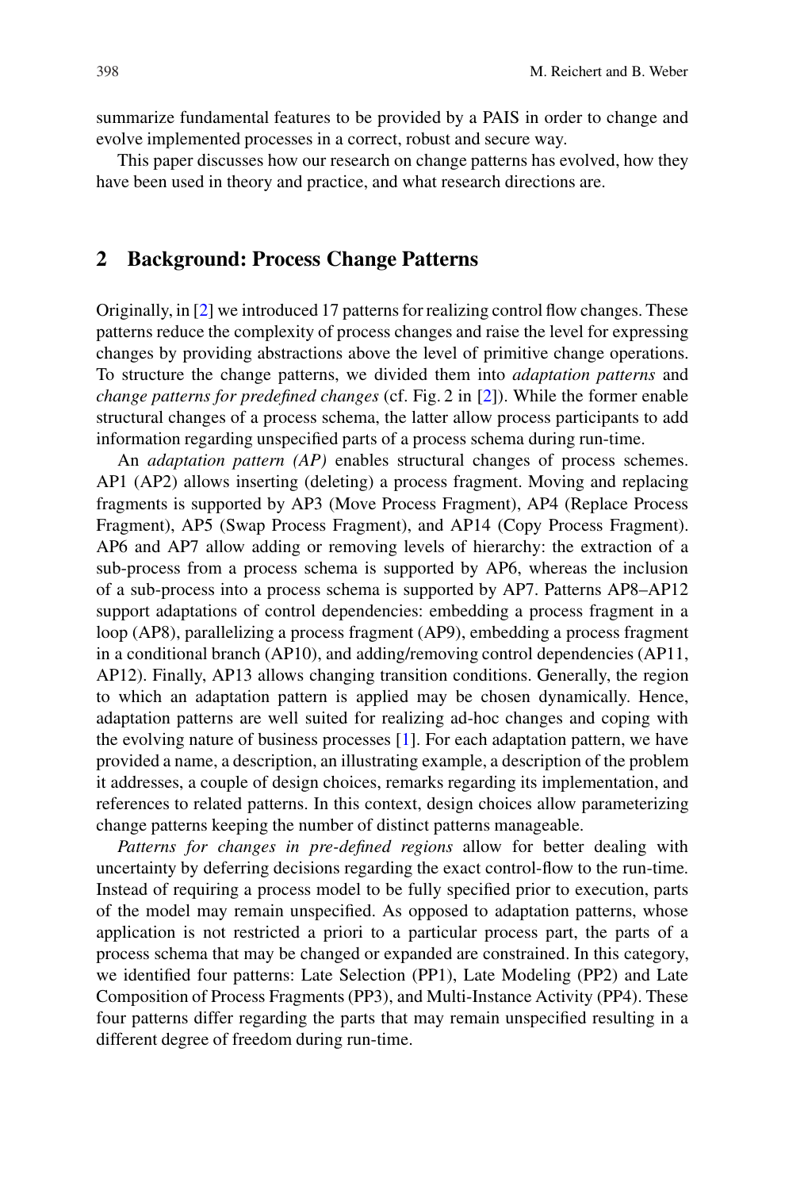summarize fundamental features to be provided by a PAIS in order to change and evolve implemented processes in a correct, robust and secure way.

This paper discusses how our research on change patterns has evolved, how they have been used in theory and practice, and what research directions are.

## 2 Background: Process Change Patterns

Originally, in [2] we introduced 17 patterns for realizing control flow changes. These patterns reduce the complexity of process changes and raise the level for expressing changes by providing abstractions above the level of primitive change operations. To structure the change patterns, we divided them into *adaptation patterns* and *change patterns for predefined changes* (cf. Fig. 2 in [2]). While the former enable structural changes of a process schema, the latter allow process participants to add information regarding unspecified parts of a process schema during run-time.

An *adaptation pattern (AP)* enables structural changes of process schemes. AP1 (AP2) allows inserting (deleting) a process fragment. Moving and replacing fragments is supported by AP3 (Move Process Fragment), AP4 (Replace Process Fragment), AP5 (Swap Process Fragment), and AP14 (Copy Process Fragment). AP6 and AP7 allow adding or removing levels of hierarchy: the extraction of a sub-process from a process schema is supported by AP6, whereas the inclusion of a sub-process into a process schema is supported by AP7. Patterns AP8–AP12 support adaptations of control dependencies: embedding a process fragment in a loop (AP8), parallelizing a process fragment (AP9), embedding a process fragment in a conditional branch (AP10), and adding/removing control dependencies (AP11, AP12). Finally, AP13 allows changing transition conditions. Generally, the region to which an adaptation pattern is applied may be chosen dynamically. Hence, adaptation patterns are well suited for realizing ad-hoc changes and coping with the evolving nature of business processes [1]. For each adaptation pattern, we have provided a name, a description, an illustrating example, a description of the problem it addresses, a couple of design choices, remarks regarding its implementation, and references to related patterns. In this context, design choices allow parameterizing change patterns keeping the number of distinct patterns manageable.

*Patterns for changes in pre-defined regions* allow for better dealing with uncertainty by deferring decisions regarding the exact control-flow to the run-time. Instead of requiring a process model to be fully specified prior to execution, parts of the model may remain unspecified. As opposed to adaptation patterns, whose application is not restricted a priori to a particular process part, the parts of a process schema that may be changed or expanded are constrained. In this category, we identified four patterns: Late Selection (PP1), Late Modeling (PP2) and Late Composition of Process Fragments (PP3), and Multi-Instance Activity (PP4). These four patterns differ regarding the parts that may remain unspecified resulting in a different degree of freedom during run-time.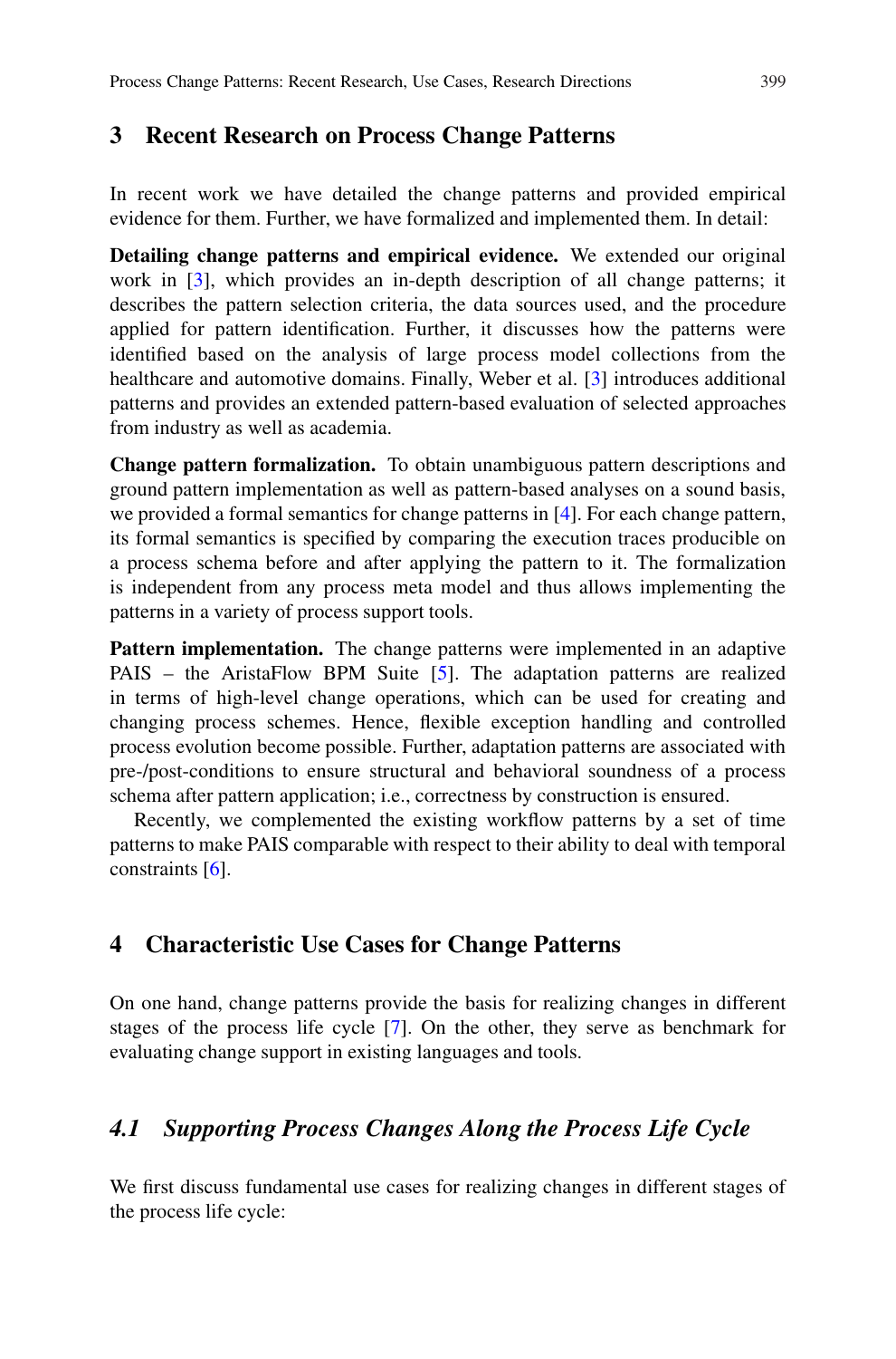## 3 Recent Research on Process Change Patterns

In recent work we have detailed the change patterns and provided empirical evidence for them. Further, we have formalized and implemented them. In detail:

**Detailing change patterns and empirical evidence.** We extended our original work in [3], which provides an in-depth description of all change patterns; it describes the pattern selection criteria, the data sources used, and the procedure applied for pattern identification. Further, it discusses how the patterns were identified based on the analysis of large process model collections from the healthcare and automotive domains. Finally, Weber et al. [3] introduces additional patterns and provides an extended pattern-based evaluation of selected approaches from industry as well as academia.

**Change pattern formalization.** To obtain unambiguous pattern descriptions and ground pattern implementation as well as pattern-based analyses on a sound basis, we provided a formal semantics for change patterns in [4]. For each change pattern, its formal semantics is specified by comparing the execution traces producible on a process schema before and after applying the pattern to it. The formalization is independent from any process meta model and thus allows implementing the patterns in a variety of process support tools.

**Pattern implementation.** The change patterns were implemented in an adaptive PAIS – the AristaFlow BPM Suite [5]. The adaptation patterns are realized in terms of high-level change operations, which can be used for creating and changing process schemes. Hence, flexible exception handling and controlled process evolution become possible. Further, adaptation patterns are associated with pre-/post-conditions to ensure structural and behavioral soundness of a process schema after pattern application; i.e., correctness by construction is ensured.

Recently, we complemented the existing workflow patterns by a set of time patterns to make PAIS comparable with respect to their ability to deal with temporal constraints [6].

## 4 Characteristic Use Cases for Change Patterns

On one hand, change patterns provide the basis for realizing changes in different stages of the process life cycle [7]. On the other, they serve as benchmark for evaluating change support in existing languages and tools.

### *4.1 Supporting Process Changes Along the Process Life Cycle*

We first discuss fundamental use cases for realizing changes in different stages of the process life cycle: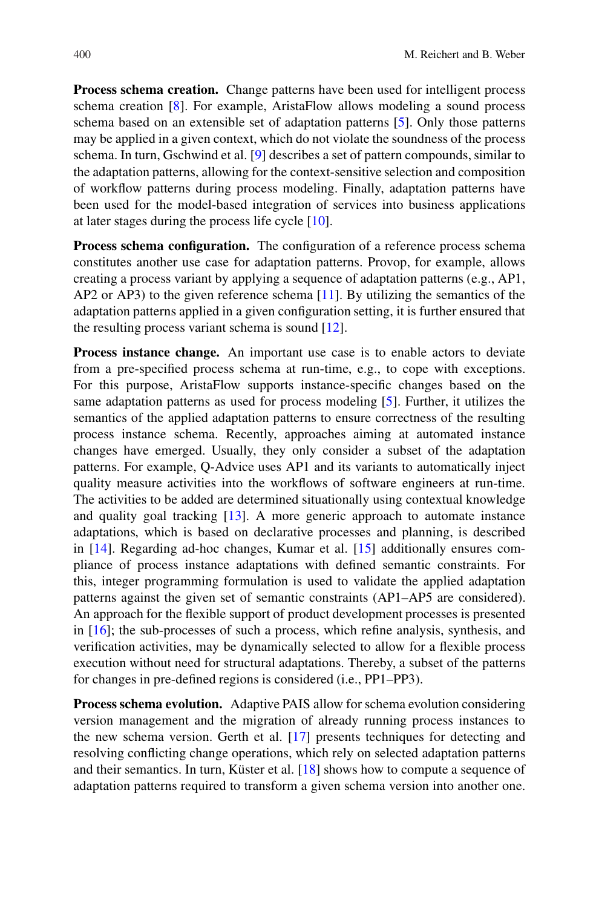**Process schema creation.** Change patterns have been used for intelligent process schema creation [8]. For example, AristaFlow allows modeling a sound process schema based on an extensible set of adaptation patterns [5]. Only those patterns may be applied in a given context, which do not violate the soundness of the process schema. In turn, Gschwind et al. [9] describes a set of pattern compounds, similar to the adaptation patterns, allowing for the context-sensitive selection and composition of workflow patterns during process modeling. Finally, adaptation patterns have been used for the model-based integration of services into business applications at later stages during the process life cycle [10].

**Process schema configuration.** The configuration of a reference process schema constitutes another use case for adaptation patterns. Provop, for example, allows creating a process variant by applying a sequence of adaptation patterns (e.g., AP1, AP2 or AP3) to the given reference schema [11]. By utilizing the semantics of the adaptation patterns applied in a given configuration setting, it is further ensured that the resulting process variant schema is sound [12].

**Process instance change.** An important use case is to enable actors to deviate from a pre-specified process schema at run-time, e.g., to cope with exceptions. For this purpose, AristaFlow supports instance-specific changes based on the same adaptation patterns as used for process modeling [5]. Further, it utilizes the semantics of the applied adaptation patterns to ensure correctness of the resulting process instance schema. Recently, approaches aiming at automated instance changes have emerged. Usually, they only consider a subset of the adaptation patterns. For example, Q-Advice uses AP1 and its variants to automatically inject quality measure activities into the workflows of software engineers at run-time. The activities to be added are determined situationally using contextual knowledge and quality goal tracking [13]. A more generic approach to automate instance adaptations, which is based on declarative processes and planning, is described in [14]. Regarding ad-hoc changes, Kumar et al. [15] additionally ensures compliance of process instance adaptations with defined semantic constraints. For this, integer programming formulation is used to validate the applied adaptation patterns against the given set of semantic constraints (AP1–AP5 are considered). An approach for the flexible support of product development processes is presented in [16]; the sub-processes of such a process, which refine analysis, synthesis, and verification activities, may be dynamically selected to allow for a flexible process execution without need for structural adaptations. Thereby, a subset of the patterns for changes in pre-defined regions is considered (i.e., PP1–PP3).

**Process schema evolution.** Adaptive PAIS allow for schema evolution considering version management and the migration of already running process instances to the new schema version. Gerth et al. [17] presents techniques for detecting and resolving conflicting change operations, which rely on selected adaptation patterns and their semantics. In turn, Küster et al. [18] shows how to compute a sequence of adaptation patterns required to transform a given schema version into another one.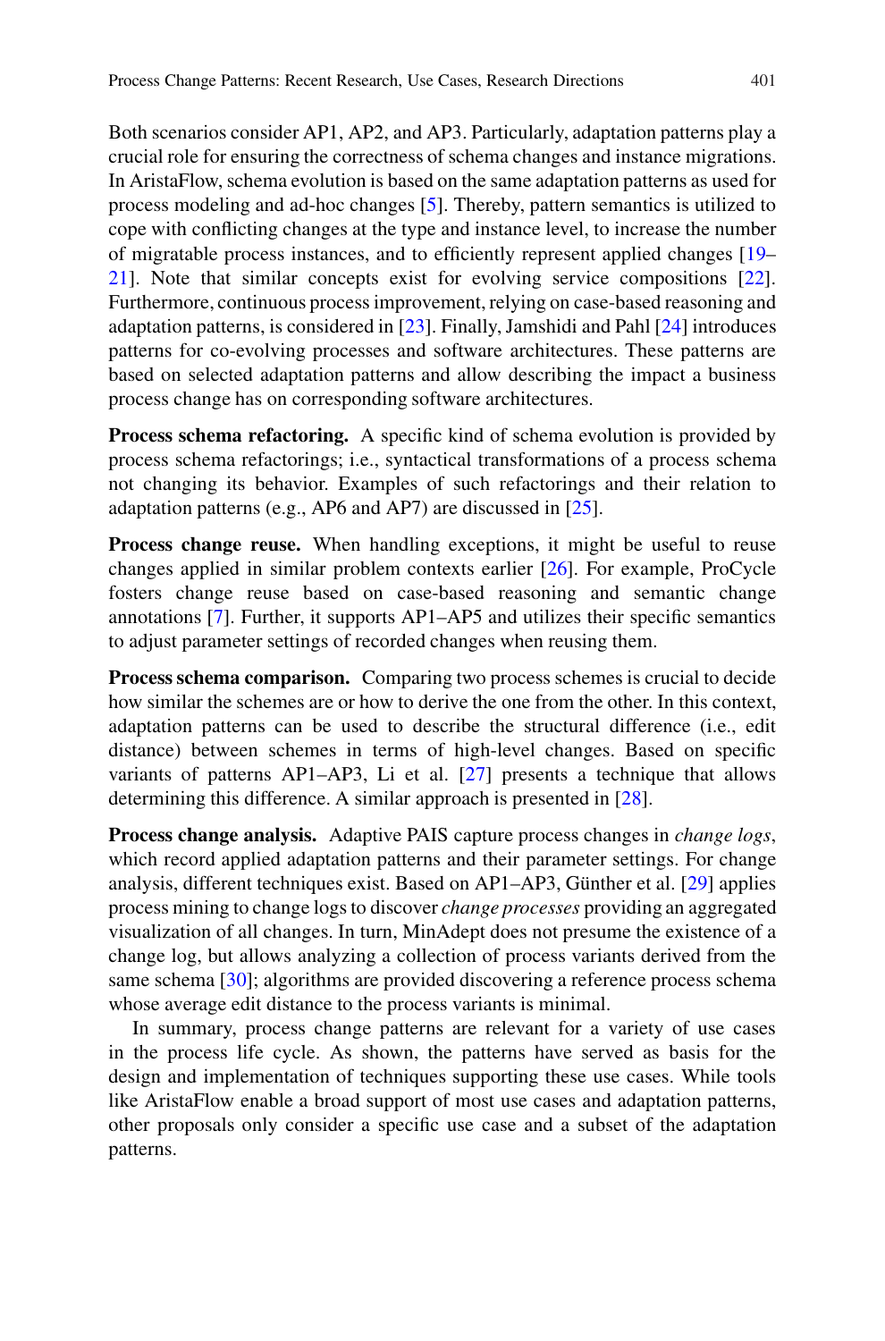Both scenarios consider AP1, AP2, and AP3. Particularly, adaptation patterns play a crucial role for ensuring the correctness of schema changes and instance migrations. In AristaFlow, schema evolution is based on the same adaptation patterns as used for process modeling and ad-hoc changes [5]. Thereby, pattern semantics is utilized to cope with conflicting changes at the type and instance level, to increase the number of migratable process instances, and to efficiently represent applied changes [19–21]. Note that similar concepts exist for evolving service compositions [22]. Furthermore, continuous process improvement, relying on case-based reasoning and adaptation patterns, is considered in [23]. Finally, Jamshidi and Pahl [24] introduces patterns for co-evolving processes and software architectures. These patterns are based on selected adaptation patterns and allow describing the impact a business process change has on corresponding software architectures.

**Process schema refactoring.** A specific kind of schema evolution is provided by process schema refactorings; i.e., syntactical transformations of a process schema not changing its behavior. Examples of such refactorings and their relation to adaptation patterns (e.g., AP6 and AP7) are discussed in [25].

**Process change reuse.** When handling exceptions, it might be useful to reuse changes applied in similar problem contexts earlier [26]. For example, ProCycle fosters change reuse based on case-based reasoning and semantic change annotations [7]. Further, it supports AP1–AP5 and utilizes their specific semantics to adjust parameter settings of recorded changes when reusing them.

**Process schema comparison.** Comparing two process schemes is crucial to decide how similar the schemes are or how to derive the one from the other. In this context, adaptation patterns can be used to describe the structural difference (i.e., edit distance) between schemes in terms of high-level changes. Based on specific variants of patterns AP1–AP3, Li et al. [27] presents a technique that allows determining this difference. A similar approach is presented in [28].

**Process change analysis.** Adaptive PAIS capture process changes in *change logs*, which record applied adaptation patterns and their parameter settings. For change analysis, different techniques exist. Based on AP1–AP3, Günther et al. [29] applies process mining to change logs to discover *change processes* providing an aggregated visualization of all changes. In turn, MinAdept does not presume the existence of a change log, but allows analyzing a collection of process variants derived from the same schema [30]; algorithms are provided discovering a reference process schema whose average edit distance to the process variants is minimal.

In summary, process change patterns are relevant for a variety of use cases in the process life cycle. As shown, the patterns have served as basis for the design and implementation of techniques supporting these use cases. While tools like AristaFlow enable a broad support of most use cases and adaptation patterns, other proposals only consider a specific use case and a subset of the adaptation patterns.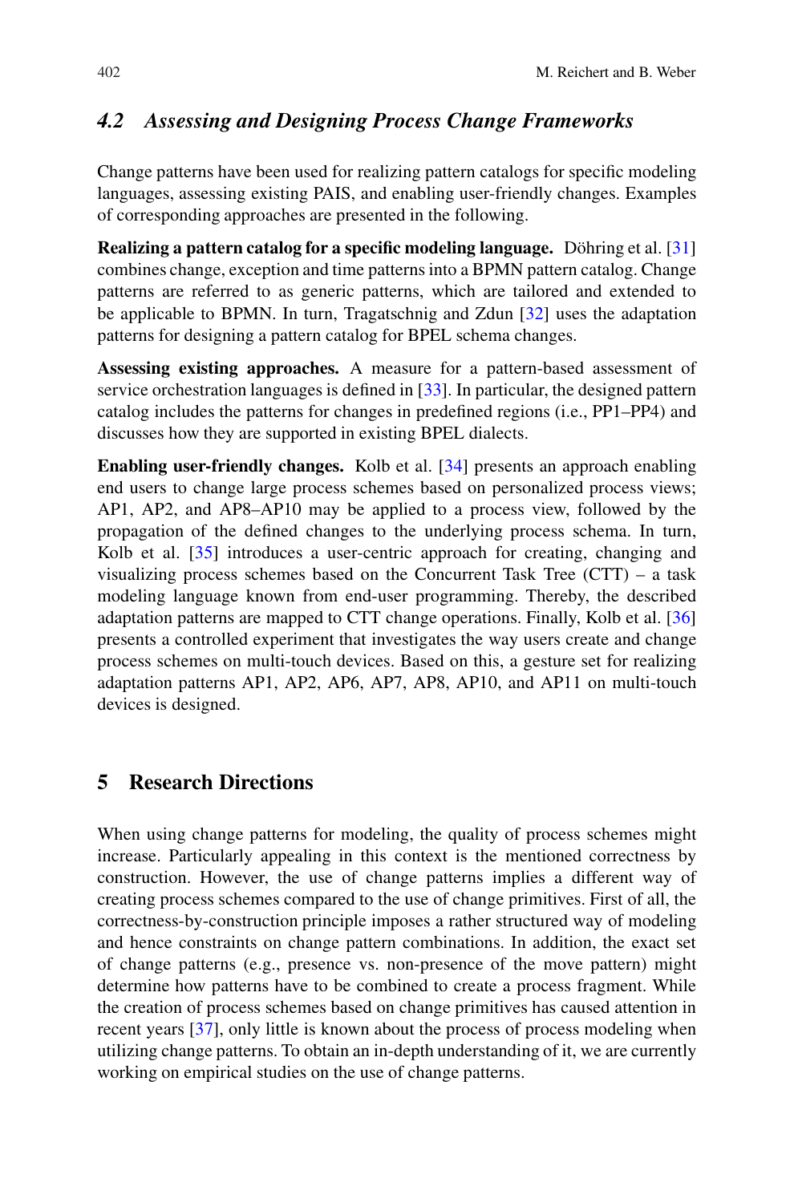### 4.2 *Assessing and Designing Process Change Frameworks*

Change patterns have been used for realizing pattern catalogs for specific modeling languages, assessing existing PAIS, and enabling user-friendly changes. Examples of corresponding approaches are presented in the following.

**Realizing a pattern catalog for a specific modeling language.** Döhring et al. [31] combines change, exception and time patterns into a BPMN pattern catalog. Change patterns are referred to as generic patterns, which are tailored and extended to be applicable to BPMN. In turn, Tragatschnig and Zdun [32] uses the adaptation patterns for designing a pattern catalog for BPEL schema changes.

**Assessing existing approaches.** A measure for a pattern-based assessment of service orchestration languages is defined in [33]. In particular, the designed pattern catalog includes the patterns for changes in predefined regions (i.e., PP1–PP4) and discusses how they are supported in existing BPEL dialects.

**Enabling user-friendly changes.** Kolb et al. [34] presents an approach enabling end users to change large process schemes based on personalized process views; AP1, AP2, and AP8–AP10 may be applied to a process view, followed by the propagation of the defined changes to the underlying process schema. In turn, Kolb et al. [35] introduces a user-centric approach for creating, changing and visualizing process schemes based on the Concurrent Task Tree (CTT) – a task modeling language known from end-user programming. Thereby, the described adaptation patterns are mapped to CTT change operations. Finally, Kolb et al. [36] presents a controlled experiment that investigates the way users create and change process schemes on multi-touch devices. Based on this, a gesture set for realizing adaptation patterns AP1, AP2, AP6, AP7, AP8, AP10, and AP11 on multi-touch devices is designed.

## 5 Research Directions

When using change patterns for modeling, the quality of process schemes might increase. Particularly appealing in this context is the mentioned correctness by construction. However, the use of change patterns implies a different way of creating process schemes compared to the use of change primitives. First of all, the correctness-by-construction principle imposes a rather structured way of modeling and hence constraints on change pattern combinations. In addition, the exact set of change patterns (e.g., presence vs. non-presence of the move pattern) might determine how patterns have to be combined to create a process fragment. While the creation of process schemes based on change primitives has caused attention in recent years [37], only little is known about the process of process modeling when utilizing change patterns. To obtain an in-depth understanding of it, we are currently working on empirical studies on the use of change patterns.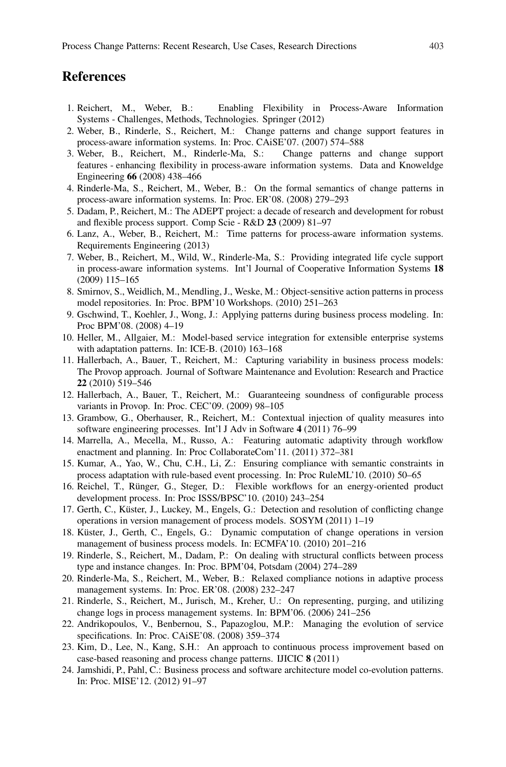## References

1. Reichert, M., Weber, B.: Enabling Flexibility in Process-Aware Information Systems - Challenges, Methods, Technologies. Springer (2012)
2. Weber, B., Rinderle, S., Reichert, M.: Change patterns and change support features in process-aware information systems. In: Proc. CAiSE'07. (2007) 574–588
3. Weber, B., Reichert, M., Rinderle-Ma, S.: Change patterns and change support features - enhancing flexibility in process-aware information systems. Data and Knoweldge Engineering **66** (2008) 438–466
4. Rinderle-Ma, S., Reichert, M., Weber, B.: On the formal semantics of change patterns in process-aware information systems. In: Proc. ER'08. (2008) 279–293
5. Dadam, P., Reichert, M.: The ADEPT project: a decade of research and development for robust and flexible process support. Comp Scie - R&D **23** (2009) 81–97
6. Lanz, A., Weber, B., Reichert, M.: Time patterns for process-aware information systems. Requirements Engineering (2013)
7. Weber, B., Reichert, M., Wild, W., Rinderle-Ma, S.: Providing integrated life cycle support in process-aware information systems. Int'l Journal of Cooperative Information Systems **18** (2009) 115–165
8. Smirnov, S., Weidlich, M., Mendling, J., Weske, M.: Object-sensitive action patterns in process model repositories. In: Proc. BPM'10 Workshops. (2010) 251–263
9. Gschwind, T., Koehler, J., Wong, J.: Applying patterns during business process modeling. In: Proc BPM'08. (2008) 4–19
10. Heller, M., Allgaier, M.: Model-based service integration for extensible enterprise systems with adaptation patterns. In: ICE-B. (2010) 163–168
11. Hallerbach, A., Bauer, T., Reichert, M.: Capturing variability in business process models: The Provop approach. Journal of Software Maintenance and Evolution: Research and Practice **22** (2010) 519–546
12. Hallerbach, A., Bauer, T., Reichert, M.: Guaranteeing soundness of configurable process variants in Provop. In: Proc. CEC'09. (2009) 98–105
13. Grambow, G., Oberhauser, R., Reichert, M.: Contextual injection of quality measures into software engineering processes. Int'l J Adv in Software **4** (2011) 76–99
14. Marrella, A., Mecella, M., Russo, A.: Featuring automatic adaptivity through workflow enactment and planning. In: Proc CollaborateCom'11. (2011) 372–381
15. Kumar, A., Yao, W., Chu, C.H., Li, Z.: Ensuring compliance with semantic constraints in process adaptation with rule-based event processing. In: Proc RuleML'10. (2010) 50–65
16. Reichel, T., Rünger, G., Steger, D.: Flexible workflows for an energy-oriented product development process. In: Proc ISSS/BPSC'10. (2010) 243–254
17. Gerth, C., Küster, J., Luckey, M., Engels, G.: Detection and resolution of conflicting change operations in version management of process models. SOSYM (2011) 1–19
18. Küster, J., Gerth, C., Engels, G.: Dynamic computation of change operations in version management of business process models. In: ECMFA'10. (2010) 201–216
19. Rinderle, S., Reichert, M., Dadam, P.: On dealing with structural conflicts between process type and instance changes. In: Proc. BPM'04, Potsdam (2004) 274–289
20. Rinderle-Ma, S., Reichert, M., Weber, B.: Relaxed compliance notions in adaptive process management systems. In: Proc. ER'08. (2008) 232–247
21. Rinderle, S., Reichert, M., Jurisch, M., Kreher, U.: On representing, purging, and utilizing change logs in process management systems. In: BPM'06. (2006) 241–256
22. Andrikopoulos, V., Benbernou, S., Papazoglou, M.P.: Managing the evolution of service specifications. In: Proc. CAiSE'08. (2008) 359–374
23. Kim, D., Lee, N., Kang, S.H.: An approach to continuous process improvement based on case-based reasoning and process change patterns. IJICIC **8** (2011)
24. Jamshidi, P., Pahl, C.: Business process and software architecture model co-evolution patterns. In: Proc. MISE'12. (2012) 91–97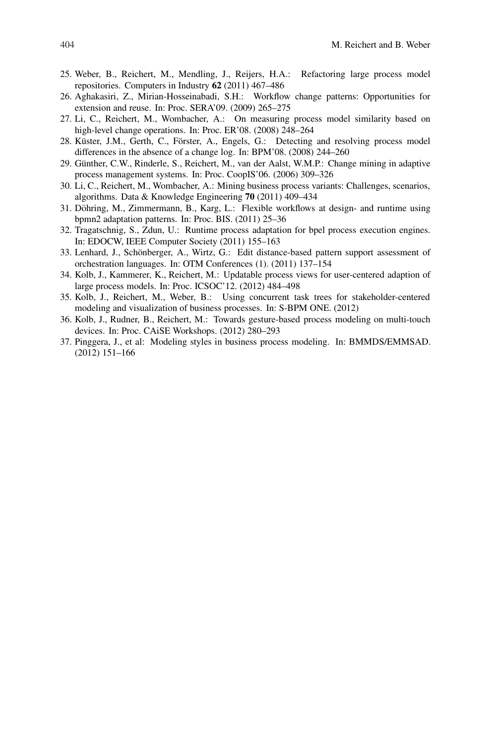25. Weber, B., Reichert, M., Mendling, J., Reijers, H.A.: Refactoring large process model repositories. Computers in Industry **62** (2011) 467–486
26. Aghakasiri, Z., Mirian-Hosseinabadi, S.H.: Workflow change patterns: Opportunities for extension and reuse. In: Proc. SERA'09. (2009) 265–275
27. Li, C., Reichert, M., Wombacher, A.: On measuring process model similarity based on high-level change operations. In: Proc. ER'08. (2008) 248–264
28. Küster, J.M., Gerth, C., Förster, A., Engels, G.: Detecting and resolving process model differences in the absence of a change log. In: BPM'08. (2008) 244–260
29. Günther, C.W., Rinderle, S., Reichert, M., van der Aalst, W.M.P.: Change mining in adaptive process management systems. In: Proc. CoopIS'06. (2006) 309–326
30. Li, C., Reichert, M., Wombacher, A.: Mining business process variants: Challenges, scenarios, algorithms. Data & Knowledge Engineering **70** (2011) 409–434
31. Döhring, M., Zimmermann, B., Karg, L.: Flexible workflows at design- and runtime using bpmn2 adaptation patterns. In: Proc. BIS. (2011) 25–36
32. Tragatschnig, S., Zdun, U.: Runtime process adaptation for bpel process execution engines. In: EDOCW, IEEE Computer Society (2011) 155–163
33. Lenhard, J., Schönberger, A., Wirtz, G.: Edit distance-based pattern support assessment of orchestration languages. In: OTM Conferences (1). (2011) 137–154
34. Kolb, J., Kammerer, K., Reichert, M.: Updatable process views for user-centered adaption of large process models. In: Proc. ICSOC'12. (2012) 484–498
35. Kolb, J., Reichert, M., Weber, B.: Using concurrent task trees for stakeholder-centered modeling and visualization of business processes. In: S-BPM ONE. (2012)
36. Kolb, J., Rudner, B., Reichert, M.: Towards gesture-based process modeling on multi-touch devices. In: Proc. CAiSE Workshops. (2012) 280–293
37. Pinggera, J., et al: Modeling styles in business process modeling. In: BMMDS/EMMSAD. (2012) 151–166